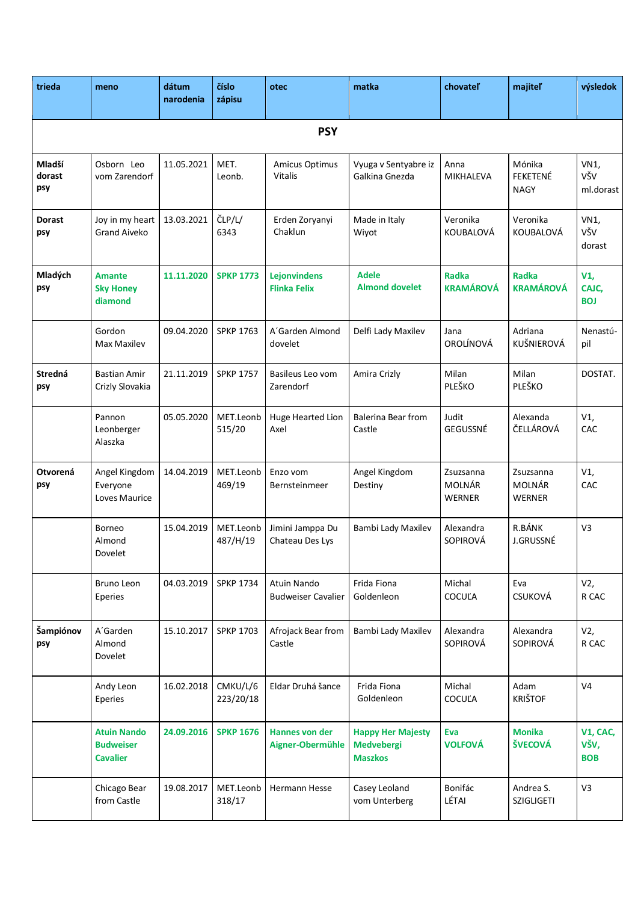| trieda | meno | dátum narodenia | číslo zápisu | otec | matka | chovateľ | majiteľ | výsledok |
|---|---|---|---|---|---|---|---|---|
| | | | | **PSY** | | | | |
| **Mladší dorast psy** | Osborn Leo vom Zarendorf | 11.05.2021 | MET. Leonb. | Amicus Optimus Vitalis | Vyuga v Sentyabre iz Galkina Gnezda | Anna MIKHALEVA | Mónika FEKETENÉ NAGY | VN1, VšV ml.dorast |
| **Dorast psy** | Joy in my heart Grand Aiveko | 13.03.2021 | ČLP/L/ 6343 | Erden Zoryanyi Chaklun | Made in Italy Wiyot | Veronika KOUBALOVÁ | Veronika KOUBALOVÁ | VN1, VšV dorast |
| **Mladých psy** | **Amante Sky Honey diamond** | **11.11.2020** | **SPKP 1773** | **Lejonvindens Flinka Felix** | **Adele Almond dovelet** | **Radka KRAMÁROVÁ** | **Radka KRAMÁROVÁ** | **V1, CAJC, BOJ** |
| | Gordon Max Maxilev | 09.04.2020 | SPKP 1763 | A´Garden Almond dovelet | Delfi Lady Maxilev | Jana OROLÍNOVÁ | Adriana KUŠNIEROVÁ | Nenastú-pil |
| **Stredná psy** | Bastian Amir Crizly Slovakia | 21.11.2019 | SPKP 1757 | Basileus Leo vom Zarendorf | Amira Crizly | Milan PLEŠKO | Milan PLEŠKO | DOSTAT. |
| | Pannon Leonberger Alaszka | 05.05.2020 | MET.Leonb 515/20 | Huge Hearted Lion Axel | Balerina Bear from Castle | Judit GEGUSSNÉ | Alexanda ČELLÁROVÁ | V1, CAC |
| **Otvorená psy** | Angel Kingdom Everyone Loves Maurice | 14.04.2019 | MET.Leonb 469/19 | Enzo vom Bernsteinmeer | Angel Kingdom Destiny | Zsuzsanna MOLNÁR WERNER | Zsuzsanna MOLNÁR WERNER | V1, CAC |
| | Borneo Almond Dovelet | 15.04.2019 | MET.Leonb 487/H/19 | Jimini Jamppa Du Chateau Des Lys | Bambi Lady Maxilev | Alexandra SOPIROVÁ | R.BÁNK J.GRUSSNÉ | V3 |
| | Bruno Leon Eperies | 04.03.2019 | SPKP 1734 | Atuin Nando Budweiser Cavalier | Frida Fiona Goldenleon | Michal COCUĽA | Eva CSUKOVÁ | V2, R CAC |
| **Šampiónov psy** | A´Garden Almond Dovelet | 15.10.2017 | SPKP 1703 | Afrojack Bear from Castle | Bambi Lady Maxilev | Alexandra SOPIROVÁ | Alexandra SOPIROVÁ | V2, R CAC |
| | Andy Leon Eperies | 16.02.2018 | CMKU/L/6 223/20/18 | Eldar Druhá šance | Frida Fiona Goldenleon | Michal COCUĽA | Adam KRIŠTOF | V4 |
| | **Atuin Nando Budweiser Cavalier** | **24.09.2016** | **SPKP 1676** | **Hannes von der Aigner-Obermühle** | **Happy Her Majesty Medvebergi Maszkos** | **Eva VOLFOVÁ** | **Monika ŠVECOVÁ** | **V1, CAC, VšV, BOB** |
| | Chicago Bear from Castle | 19.08.2017 | MET.Leonb 318/17 | Hermann Hesse | Casey Leoland vom Unterberg | Bonifác LÉTAI | Andrea S. SZIGLIGETI | V3 |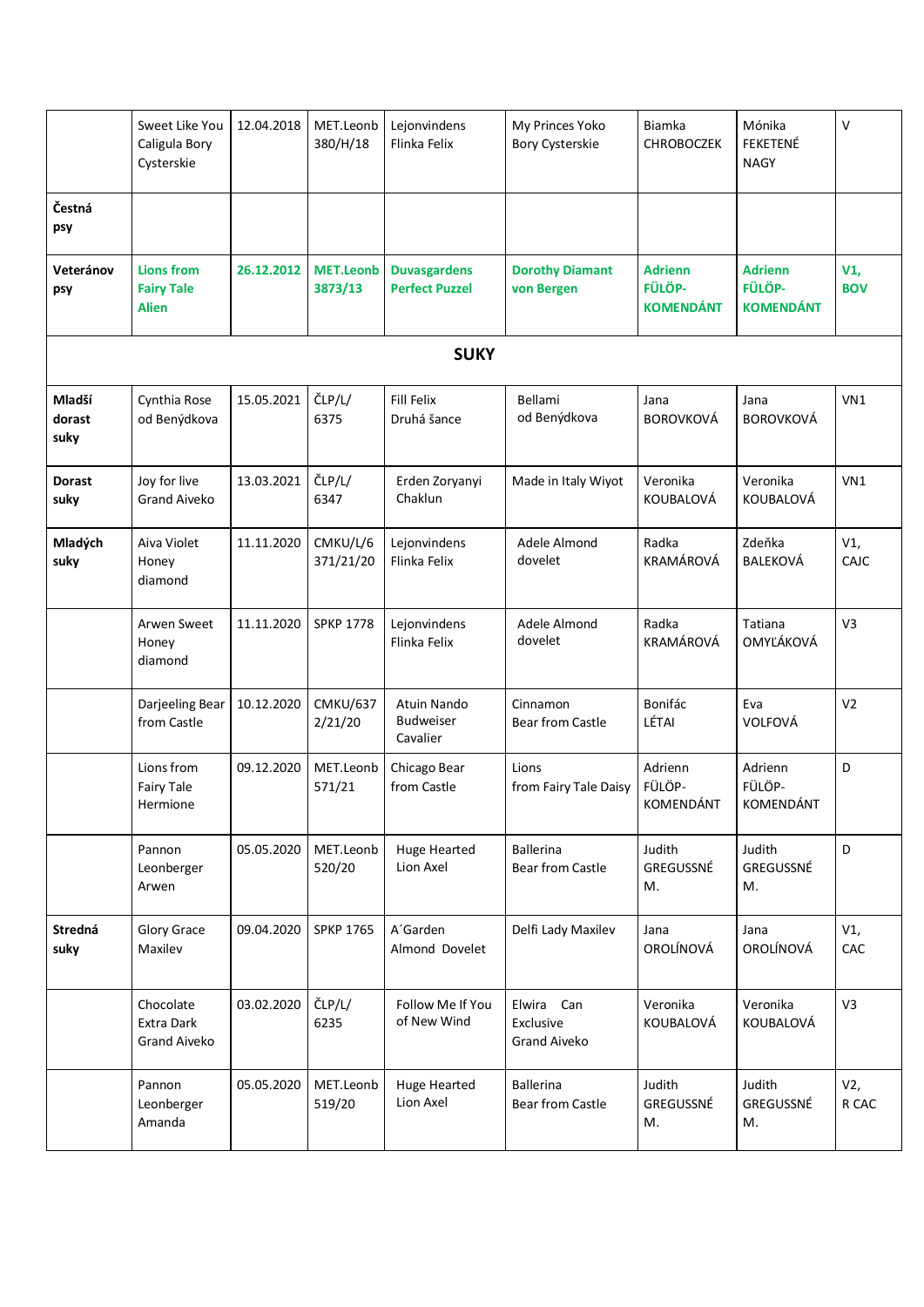|  |  |  |  |  |  |  |  |  |
|---|---|---|---|---|---|---|---|---|
|  | Sweet Like You Caligula Bory Cysterskie | 12.04.2018 | MET.Leonb 380/H/18 | Lejonvindens Flinka Felix | My Princes Yoko Bory Cysterskie | Biamka CHROBOCZEK | Mónika FEKETENÉ NAGY | V |
| **Čestná psy** |  |  |  |  |  |  |  |  |
| **Veteránov psy** | **Lions from Fairy Tale Alien** | **26.12.2012** | **MET.Leonb 3873/13** | **Duvasgardens Perfect Puzzel** | **Dorothy Diamant von Bergen** | **Adrienn FÜLÖP-KOMENDÁNT** | **Adrienn FÜLÖP-KOMENDÁNT** | **V1, BOV** |
| **SUKY** |  |  |  |  |  |  |  |  |
| **Mladší dorast suky** | Cynthia Rose od Benýdkova | 15.05.2021 | ČLP/L/ 6375 | Fill Felix Druhá šance | Bellami od Benýdkova | Jana BOROVKOVÁ | Jana BOROVKOVÁ | VN1 |
| **Dorast suky** | Joy for live Grand Aiveko | 13.03.2021 | ČLP/L/ 6347 | Erden Zoryanyi Chaklun | Made in Italy Wiyot | Veronika KOUBALOVÁ | Veronika KOUBALOVÁ | VN1 |
| **Mladých suky** | Aiva Violet Honey diamond | 11.11.2020 | CMKU/L/6 371/21/20 | Lejonvindens Flinka Felix | Adele Almond dovelet | Radka KRAMÁROVÁ | Zdeňka BALEKOVÁ | V1, CAJC |
|  | Arwen Sweet Honey diamond | 11.11.2020 | SPKP 1778 | Lejonvindens Flinka Felix | Adele Almond dovelet | Radka KRAMÁROVÁ | Tatiana OMYĽÁKOVÁ | V3 |
|  | Darjeeling Bear from Castle | 10.12.2020 | CMKU/637 2/21/20 | Atuin Nando Budweiser Cavalier | Cinnamon Bear from Castle | Bonifác LÉTAI | Eva VOLFOVÁ | V2 |
|  | Lions from Fairy Tale Hermione | 09.12.2020 | MET.Leonb 571/21 | Chicago Bear from Castle | Lions from Fairy Tale Daisy | Adrienn FÜLÖP-KOMENDÁNT | Adrienn FÜLÖP-KOMENDÁNT | D |
|  | Pannon Leonberger Arwen | 05.05.2020 | MET.Leonb 520/20 | Huge Hearted Lion Axel | Ballerina Bear from Castle | Judith GREGUSSNÉ M. | Judith GREGUSSNÉ M. | D |
| **Stredná suky** | Glory Grace Maxilev | 09.04.2020 | SPKP 1765 | A´Garden Almond Dovelet | Delfi Lady Maxilev | Jana OROLÍNOVÁ | Jana OROLÍNOVÁ | V1, CAC |
|  | Chocolate Extra Dark Grand Aiveko | 03.02.2020 | ČLP/L/ 6235 | Follow Me If You of New Wind | Elwira Can Exclusive Grand Aiveko | Veronika KOUBALOVÁ | Veronika KOUBALOVÁ | V3 |
|  | Pannon Leonberger Amanda | 05.05.2020 | MET.Leonb 519/20 | Huge Hearted Lion Axel | Ballerina Bear from Castle | Judith GREGUSSNÉ M. | Judith GREGUSSNÉ M. | V2, R CAC |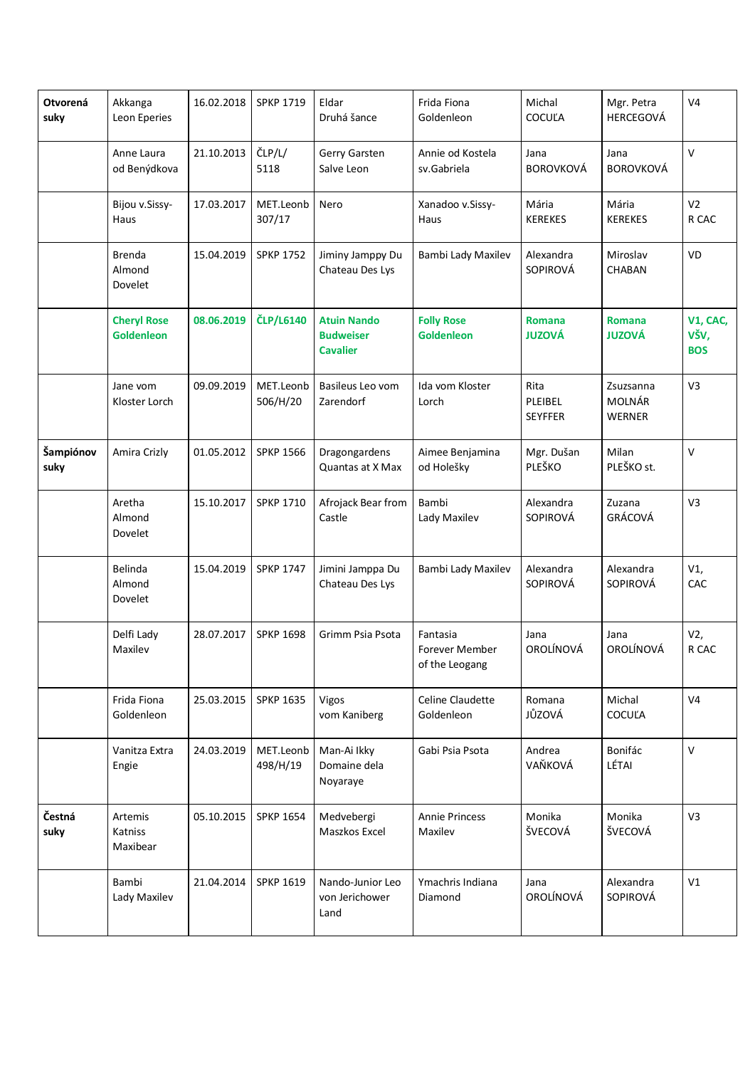| | | | | | | | | |
|---|---|---|---|---|---|---|---|---|
| **Otvorená suky** | Akkanga Leon Eperies | 16.02.2018 | SPKP 1719 | Eldar Druhá šance | Frida Fiona Goldenleon | Michal COCUĽA | Mgr. Petra HERCEGOVÁ | V4 |
| | Anne Laura od Benýdkova | 21.10.2013 | ČLP/L/ 5118 | Gerry Garsten Salve Leon | Annie od Kostela sv.Gabriela | Jana BOROVKOVÁ | Jana BOROVKOVÁ | V |
| | Bijou v.Sissy-Haus | 17.03.2017 | MET.Leonb 307/17 | Nero | Xanadoo v.Sissy-Haus | Mária KEREKES | Mária KEREKES | V2 R CAC |
| | Brenda Almond Dovelet | 15.04.2019 | SPKP 1752 | Jiminy Jamppy Du Chateau Des Lys | Bambi Lady Maxilev | Alexandra SOPIROVÁ | Miroslav CHABAN | VD |
| | **Cheryl Rose Goldenleon** | **08.06.2019** | **ČLP/L6140** | **Atuin Nando Budweiser Cavalier** | **Folly Rose Goldenleon** | **Romana JUZOVÁ** | **Romana JUZOVÁ** | **V1, CAC, VŠV, BOS** |
| | Jane vom Kloster Lorch | 09.09.2019 | MET.Leonb 506/H/20 | Basileus Leo vom Zarendorf | Ida vom Kloster Lorch | Rita PLEIBEL SEYFFER | Zsuzsanna MOLNÁR WERNER | V3 |
| **Šampiónov suky** | Amira Crizly | 01.05.2012 | SPKP 1566 | Dragongardens Quantas at X Max | Aimee Benjamina od Holešky | Mgr. Dušan PLEŠKO | Milan PLEŠKO st. | V |
| | Aretha Almond Dovelet | 15.10.2017 | SPKP 1710 | Afrojack Bear from Castle | Bambi Lady Maxilev | Alexandra SOPIROVÁ | Zuzana GRÁCOVÁ | V3 |
| | Belinda Almond Dovelet | 15.04.2019 | SPKP 1747 | Jimini Jamppa Du Chateau Des Lys | Bambi Lady Maxilev | Alexandra SOPIROVÁ | Alexandra SOPIROVÁ | V1, CAC |
| | Delfi Lady Maxilev | 28.07.2017 | SPKP 1698 | Grimm Psia Psota | Fantasia Forever Member of the Leogang | Jana OROLÍNOVÁ | Jana OROLÍNOVÁ | V2, R CAC |
| | Frida Fiona Goldenleon | 25.03.2015 | SPKP 1635 | Vigos vom Kaniberg | Celine Claudette Goldenleon | Romana JŮZOVÁ | Michal COCUĽA | V4 |
| | Vanitza Extra Engie | 24.03.2019 | MET.Leonb 498/H/19 | Man-Ai Ikky Domaine dela Noyaraye | Gabi Psia Psota | Andrea VAŇKOVÁ | Bonifác LÉTAI | V |
| **Čestná suky** | Artemis Katniss Maxibear | 05.10.2015 | SPKP 1654 | Medvebergi Maszkos Excel | Annie Princess Maxilev | Monika ŠVECOVÁ | Monika ŠVECOVÁ | V3 |
| | Bambi Lady Maxilev | 21.04.2014 | SPKP 1619 | Nando-Junior Leo von Jerichower Land | Ymachris Indiana Diamond | Jana OROLÍNOVÁ | Alexandra SOPIROVÁ | V1 |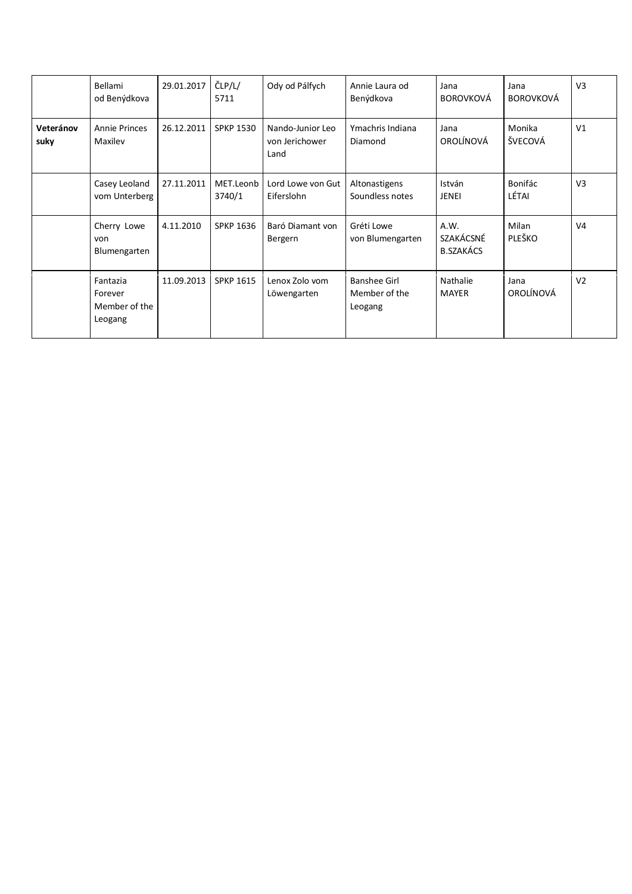| | | | | | | | | |
|---|---|---|---|---|---|---|---|---|
| | Bellami od Benýdkova | 29.01.2017 | ČLP/L/ 5711 | Ody od Pálfych | Annie Laura od Benýdkova | Jana BOROVKOVÁ | Jana BOROVKOVÁ | V3 |
| **Veteránov suky** | Annie Princes Maxilev | 26.12.2011 | SPKP 1530 | Nando-Junior Leo von Jerichower Land | Ymachris Indiana Diamond | Jana OROLÍNOVÁ | Monika ŠVECOVÁ | V1 |
| | Casey Leoland vom Unterberg | 27.11.2011 | MET.Leonb 3740/1 | Lord Lowe von Gut Eiferslohn | Altonastigens Soundless notes | István JENEI | Bonifác LÉTAI | V3 |
| | Cherry Lowe von Blumengarten | 4.11.2010 | SPKP 1636 | Baró Diamant von Bergern | Gréti Lowe von Blumengarten | A.W. SZAKÁCSNÉ B.SZAKÁCS | Milan PLEŠKO | V4 |
| | Fantazia Forever Member of the Leogang | 11.09.2013 | SPKP 1615 | Lenox Zolo vom Löwengarten | Banshee Girl Member of the Leogang | Nathalie MAYER | Jana OROLÍNOVÁ | V2 |